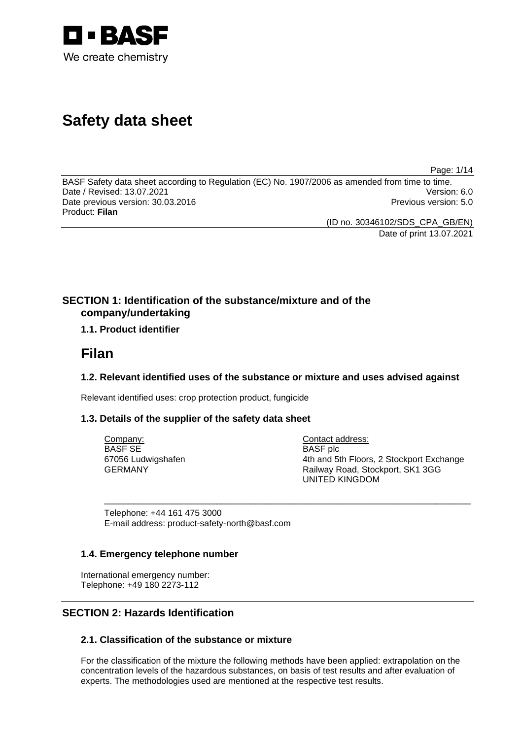BASF
We create chemistry

# Safety data sheet

BASF Safety data sheet according to Regulation (EC) No. 1907/2006 as amended from time to time.
Date / Revised: 13.07.2021 Version: 6.0
Date previous version: 30.03.2016 Previous version: 5.0
Product: **Filan**

(ID no. 30346102/SDS_CPA_GB/EN)
Date of print 13.07.2021

## SECTION 1: Identification of the substance/mixture and of the company/undertaking

### 1.1. Product identifier

# Filan

### 1.2. Relevant identified uses of the substance or mixture and uses advised against

Relevant identified uses: crop protection product, fungicide

### 1.3. Details of the supplier of the safety data sheet

Company:
BASF SE
67056 Ludwigshafen
GERMANY

Contact address:
BASF plc
4th and 5th Floors, 2 Stockport Exchange
Railway Road, Stockport, SK1 3GG
UNITED KINGDOM

Telephone: +44 161 475 3000
E-mail address: product-safety-north@basf.com

### 1.4. Emergency telephone number

International emergency number:
Telephone: +49 180 2273-112

## SECTION 2: Hazards Identification

### 2.1. Classification of the substance or mixture

For the classification of the mixture the following methods have been applied: extrapolation on the concentration levels of the hazardous substances, on basis of test results and after evaluation of experts. The methodologies used are mentioned at the respective test results.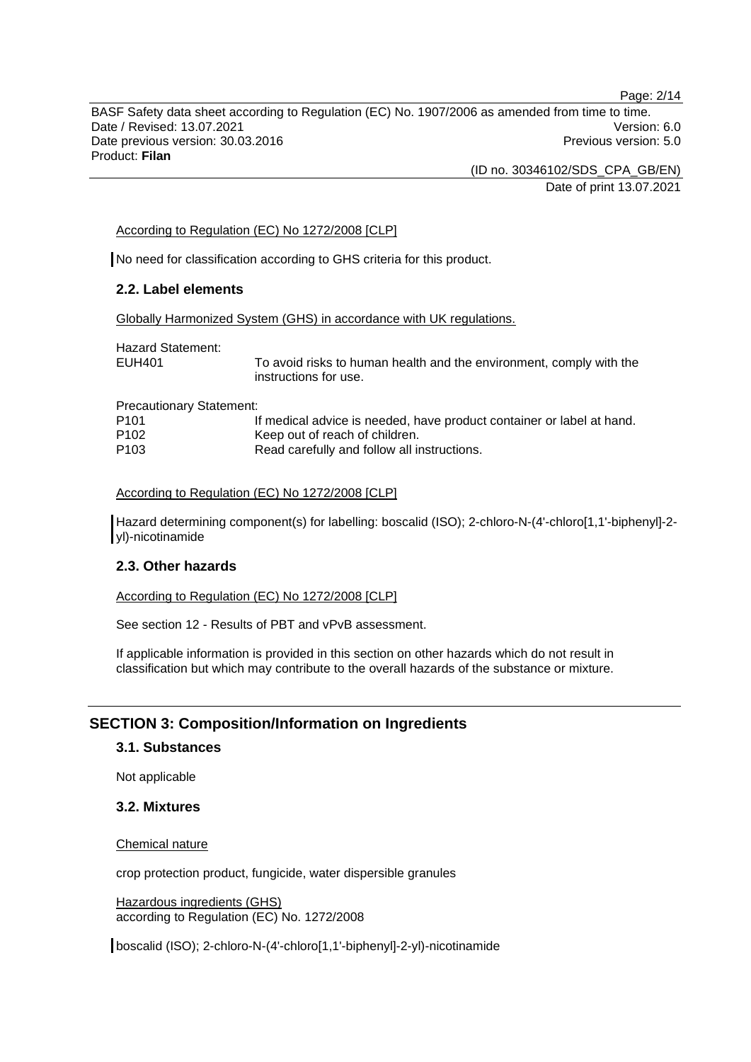According to Regulation (EC) No 1272/2008 [CLP]

No need for classification according to GHS criteria for this product.

### 2.2. Label elements

Globally Harmonized System (GHS) in accordance with UK regulations.

Hazard Statement:

| | |
|---|---|
| EUH401 | To avoid risks to human health and the environment, comply with the instructions for use. |

Precautionary Statement:

| | |
|---|---|
| P101 | If medical advice is needed, have product container or label at hand. |
| P102 | Keep out of reach of children. |
| P103 | Read carefully and follow all instructions. |

According to Regulation (EC) No 1272/2008 [CLP]

Hazard determining component(s) for labelling: boscalid (ISO); 2-chloro-N-(4'-chloro[1,1'-biphenyl]-2-yl)-nicotinamide

### 2.3. Other hazards

According to Regulation (EC) No 1272/2008 [CLP]

See section 12 - Results of PBT and vPvB assessment.

If applicable information is provided in this section on other hazards which do not result in classification but which may contribute to the overall hazards of the substance or mixture.

## SECTION 3: Composition/Information on Ingredients

### 3.1. Substances

Not applicable

### 3.2. Mixtures

Chemical nature

crop protection product, fungicide, water dispersible granules

Hazardous ingredients (GHS)
according to Regulation (EC) No. 1272/2008

boscalid (ISO); 2-chloro-N-(4'-chloro[1,1'-biphenyl]-2-yl)-nicotinamide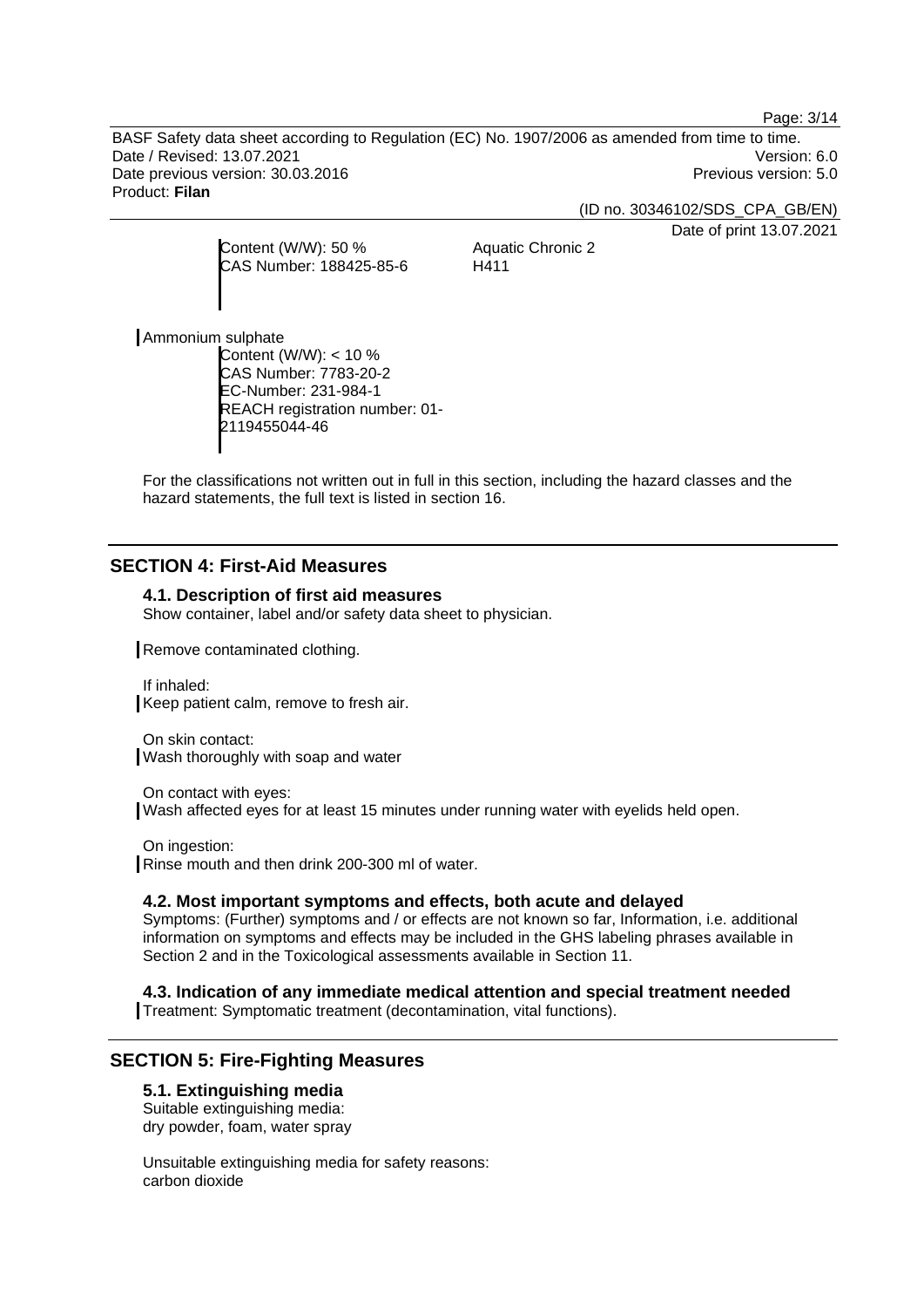Content (W/W): 50 %
CAS Number: 188425-85-6

Aquatic Chronic 2
H411

Ammonium sulphate

Content (W/W): < 10 %
CAS Number: 7783-20-2
EC-Number: 231-984-1
REACH registration number: 01-2119455044-46

For the classifications not written out in full in this section, including the hazard classes and the hazard statements, the full text is listed in section 16.

## SECTION 4: First-Aid Measures

### 4.1. Description of first aid measures

Show container, label and/or safety data sheet to physician.

Remove contaminated clothing.

If inhaled:
Keep patient calm, remove to fresh air.

On skin contact:
Wash thoroughly with soap and water

On contact with eyes:
Wash affected eyes for at least 15 minutes under running water with eyelids held open.

On ingestion:
Rinse mouth and then drink 200-300 ml of water.

### 4.2. Most important symptoms and effects, both acute and delayed

Symptoms: (Further) symptoms and / or effects are not known so far, Information, i.e. additional information on symptoms and effects may be included in the GHS labeling phrases available in Section 2 and in the Toxicological assessments available in Section 11.

### 4.3. Indication of any immediate medical attention and special treatment needed

Treatment: Symptomatic treatment (decontamination, vital functions).

## SECTION 5: Fire-Fighting Measures

### 5.1. Extinguishing media

Suitable extinguishing media:
dry powder, foam, water spray

Unsuitable extinguishing media for safety reasons:
carbon dioxide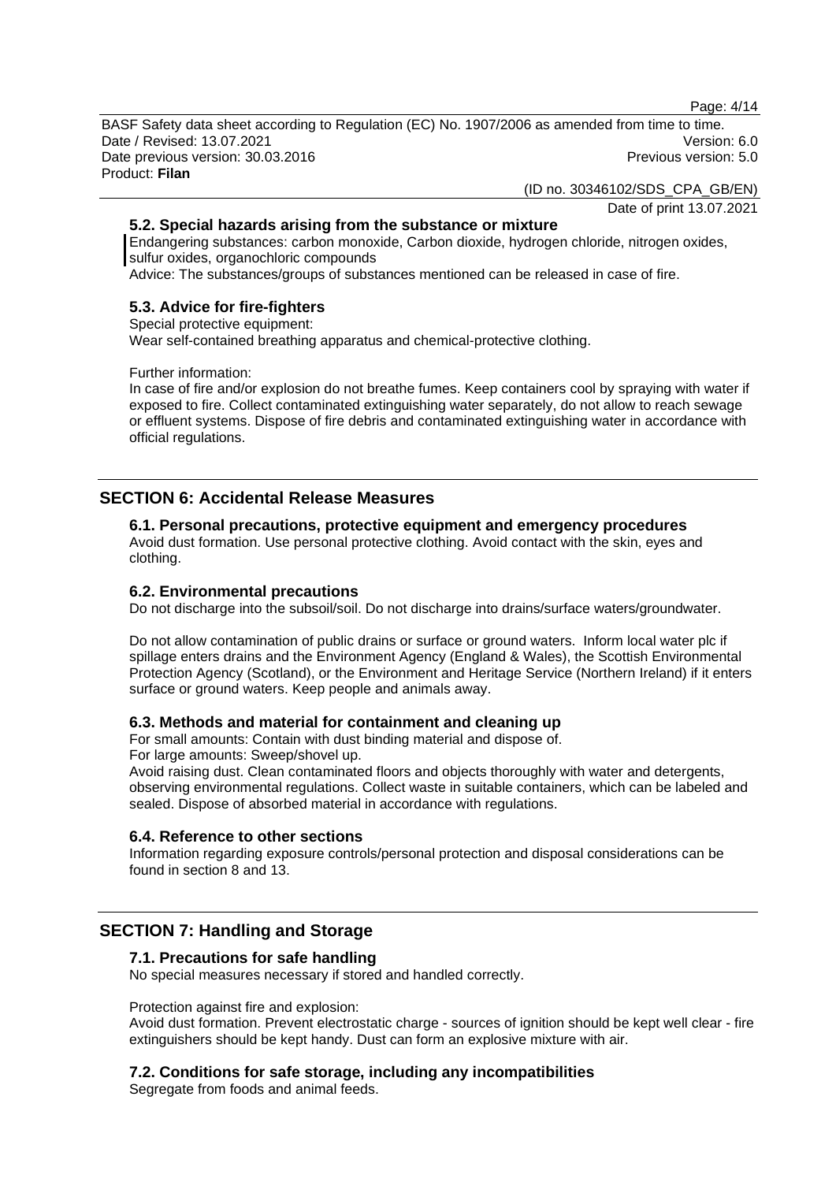### 5.2. Special hazards arising from the substance or mixture

Endangering substances: carbon monoxide, Carbon dioxide, hydrogen chloride, nitrogen oxides, sulfur oxides, organochloric compounds

Advice: The substances/groups of substances mentioned can be released in case of fire.

### 5.3. Advice for fire-fighters

Special protective equipment:
Wear self-contained breathing apparatus and chemical-protective clothing.

Further information:
In case of fire and/or explosion do not breathe fumes. Keep containers cool by spraying with water if exposed to fire. Collect contaminated extinguishing water separately, do not allow to reach sewage or effluent systems. Dispose of fire debris and contaminated extinguishing water in accordance with official regulations.

## SECTION 6: Accidental Release Measures

### 6.1. Personal precautions, protective equipment and emergency procedures

Avoid dust formation. Use personal protective clothing. Avoid contact with the skin, eyes and clothing.

### 6.2. Environmental precautions

Do not discharge into the subsoil/soil. Do not discharge into drains/surface waters/groundwater.

Do not allow contamination of public drains or surface or ground waters. Inform local water plc if spillage enters drains and the Environment Agency (England & Wales), the Scottish Environmental Protection Agency (Scotland), or the Environment and Heritage Service (Northern Ireland) if it enters surface or ground waters. Keep people and animals away.

### 6.3. Methods and material for containment and cleaning up

For small amounts: Contain with dust binding material and dispose of.
For large amounts: Sweep/shovel up.
Avoid raising dust. Clean contaminated floors and objects thoroughly with water and detergents, observing environmental regulations. Collect waste in suitable containers, which can be labeled and sealed. Dispose of absorbed material in accordance with regulations.

### 6.4. Reference to other sections

Information regarding exposure controls/personal protection and disposal considerations can be found in section 8 and 13.

## SECTION 7: Handling and Storage

### 7.1. Precautions for safe handling

No special measures necessary if stored and handled correctly.

Protection against fire and explosion:
Avoid dust formation. Prevent electrostatic charge - sources of ignition should be kept well clear - fire extinguishers should be kept handy. Dust can form an explosive mixture with air.

### 7.2. Conditions for safe storage, including any incompatibilities

Segregate from foods and animal feeds.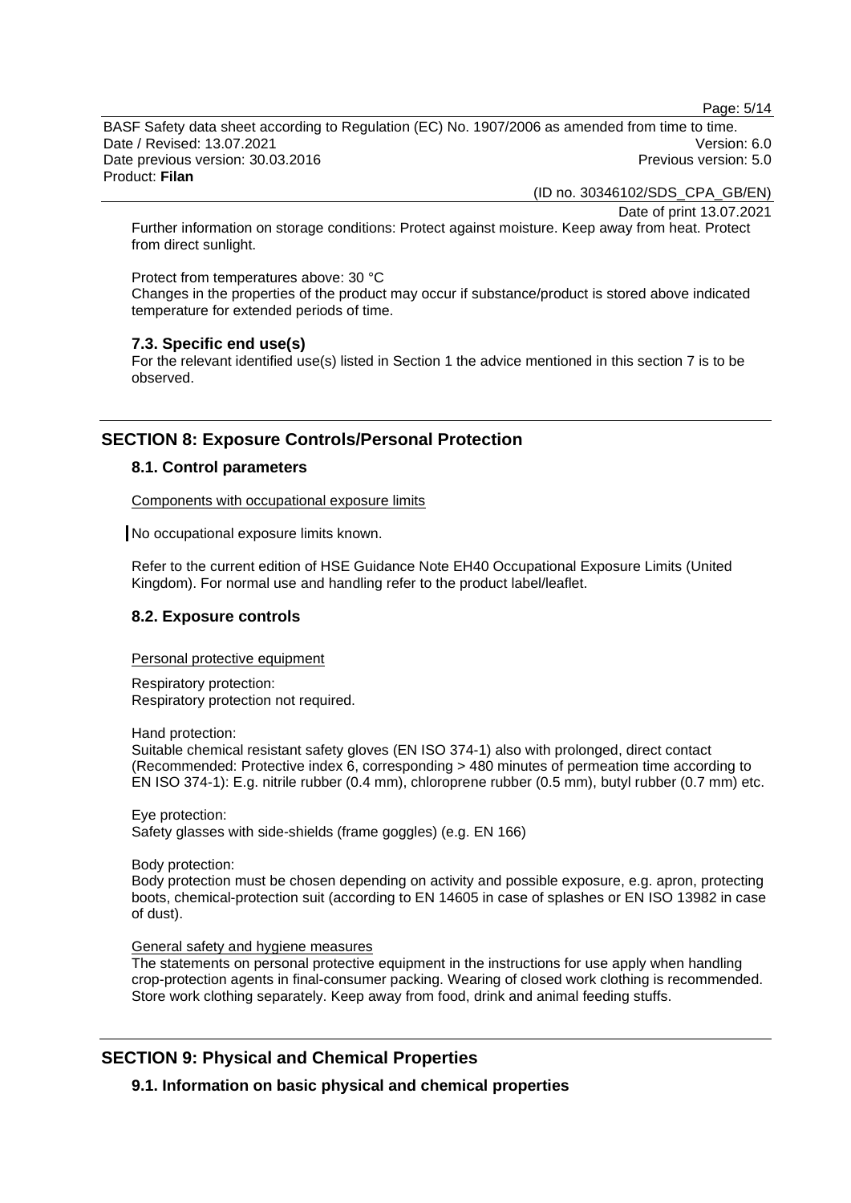Further information on storage conditions: Protect against moisture. Keep away from heat. Protect from direct sunlight.

Protect from temperatures above: 30 °C
Changes in the properties of the product may occur if substance/product is stored above indicated temperature for extended periods of time.

### 7.3. Specific end use(s)

For the relevant identified use(s) listed in Section 1 the advice mentioned in this section 7 is to be observed.

## SECTION 8: Exposure Controls/Personal Protection

### 8.1. Control parameters

Components with occupational exposure limits

No occupational exposure limits known.

Refer to the current edition of HSE Guidance Note EH40 Occupational Exposure Limits (United Kingdom). For normal use and handling refer to the product label/leaflet.

### 8.2. Exposure controls

Personal protective equipment

Respiratory protection:
Respiratory protection not required.

Hand protection:
Suitable chemical resistant safety gloves (EN ISO 374-1) also with prolonged, direct contact (Recommended: Protective index 6, corresponding > 480 minutes of permeation time according to EN ISO 374-1): E.g. nitrile rubber (0.4 mm), chloroprene rubber (0.5 mm), butyl rubber (0.7 mm) etc.

Eye protection:
Safety glasses with side-shields (frame goggles) (e.g. EN 166)

Body protection:
Body protection must be chosen depending on activity and possible exposure, e.g. apron, protecting boots, chemical-protection suit (according to EN 14605 in case of splashes or EN ISO 13982 in case of dust).

General safety and hygiene measures

The statements on personal protective equipment in the instructions for use apply when handling crop-protection agents in final-consumer packing. Wearing of closed work clothing is recommended. Store work clothing separately. Keep away from food, drink and animal feeding stuffs.

## SECTION 9: Physical and Chemical Properties

### 9.1. Information on basic physical and chemical properties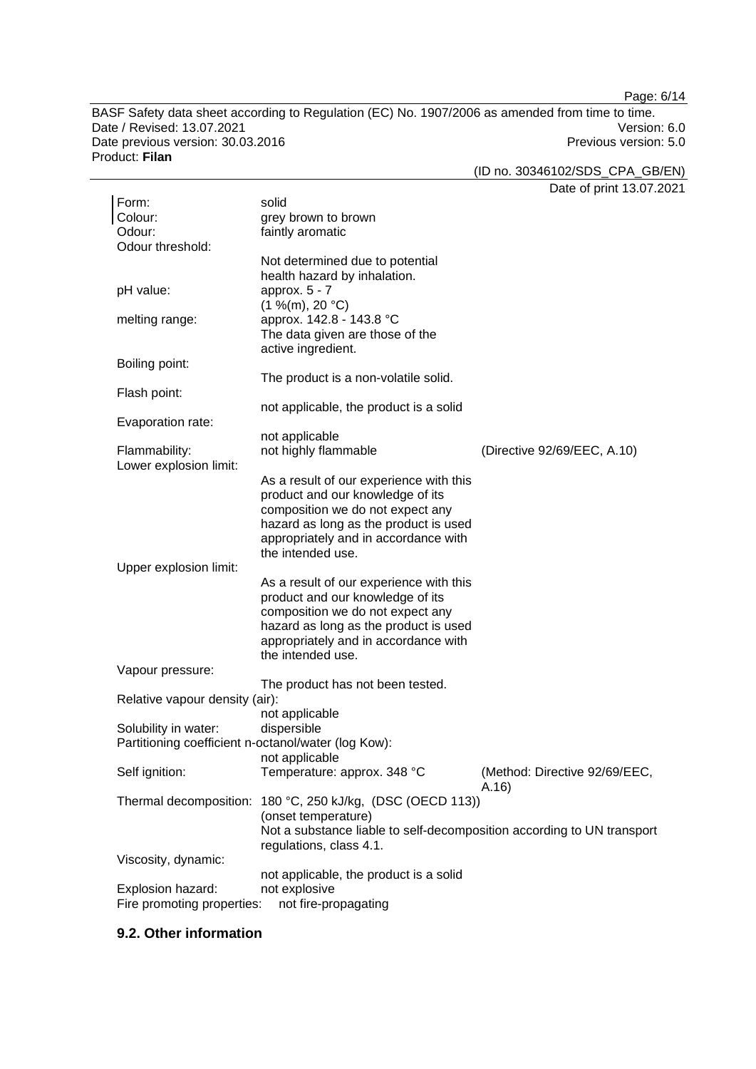| | | |
|---|---|---|
| Form: | solid | |
| Colour: | grey brown to brown | |
| Odour: | faintly aromatic | |
| Odour threshold: | Not determined due to potential health hazard by inhalation. | |
| pH value: | approx. 5 - 7 (1 %(m), 20 °C) | |
| melting range: | approx. 142.8 - 143.8 °C The data given are those of the active ingredient. | |
| Boiling point: | The product is a non-volatile solid. | |
| Flash point: | not applicable, the product is a solid | |
| Evaporation rate: | not applicable | |
| Flammability: | not highly flammable | (Directive 92/69/EEC, A.10) |
| Lower explosion limit: | As a result of our experience with this product and our knowledge of its composition we do not expect any hazard as long as the product is used appropriately and in accordance with the intended use. | |
| Upper explosion limit: | As a result of our experience with this product and our knowledge of its composition we do not expect any hazard as long as the product is used appropriately and in accordance with the intended use. | |
| Vapour pressure: | The product has not been tested. | |
| Relative vapour density (air): | not applicable | |
| Solubility in water: | dispersible | |
| Partitioning coefficient n-octanol/water (log Kow): | not applicable | |
| Self ignition: | Temperature: approx. 348 °C | (Method: Directive 92/69/EEC, A.16) |
| Thermal decomposition: | 180 °C, 250 kJ/kg, (DSC (OECD 113)) (onset temperature) Not a substance liable to self-decomposition according to UN transport regulations, class 4.1. | |
| Viscosity, dynamic: | not applicable, the product is a solid | |
| Explosion hazard: | not explosive | |
| Fire promoting properties: | not fire-propagating | |

### 9.2. Other information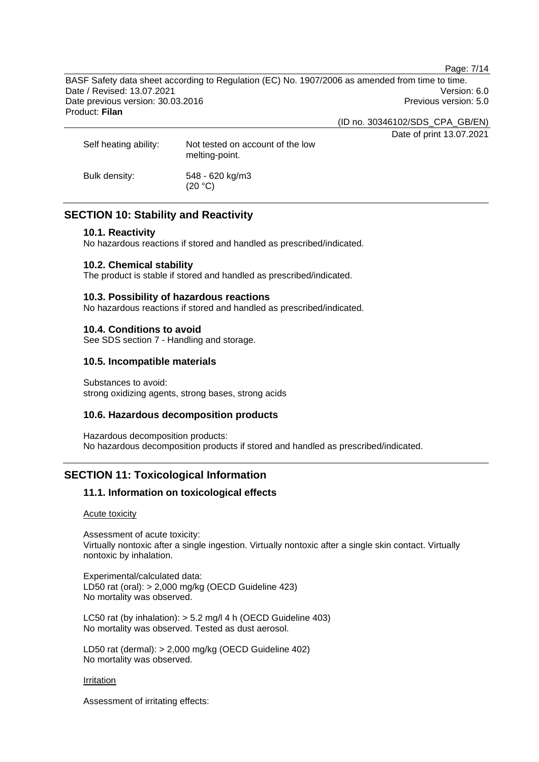| | |
|---|---|
| Self heating ability: | Not tested on account of the low melting-point. |
| Bulk density: | 548 - 620 kg/m3 (20 °C) |

## SECTION 10: Stability and Reactivity

### 10.1. Reactivity

No hazardous reactions if stored and handled as prescribed/indicated.

### 10.2. Chemical stability

The product is stable if stored and handled as prescribed/indicated.

### 10.3. Possibility of hazardous reactions

No hazardous reactions if stored and handled as prescribed/indicated.

### 10.4. Conditions to avoid

See SDS section 7 - Handling and storage.

### 10.5. Incompatible materials

Substances to avoid:
strong oxidizing agents, strong bases, strong acids

### 10.6. Hazardous decomposition products

Hazardous decomposition products:
No hazardous decomposition products if stored and handled as prescribed/indicated.

## SECTION 11: Toxicological Information

### 11.1. Information on toxicological effects

Acute toxicity

Assessment of acute toxicity:
Virtually nontoxic after a single ingestion. Virtually nontoxic after a single skin contact. Virtually nontoxic by inhalation.

Experimental/calculated data:
LD50 rat (oral): > 2,000 mg/kg (OECD Guideline 423)
No mortality was observed.

LC50 rat (by inhalation): > 5.2 mg/l 4 h (OECD Guideline 403)
No mortality was observed. Tested as dust aerosol.

LD50 rat (dermal): > 2,000 mg/kg (OECD Guideline 402)
No mortality was observed.

Irritation

Assessment of irritating effects: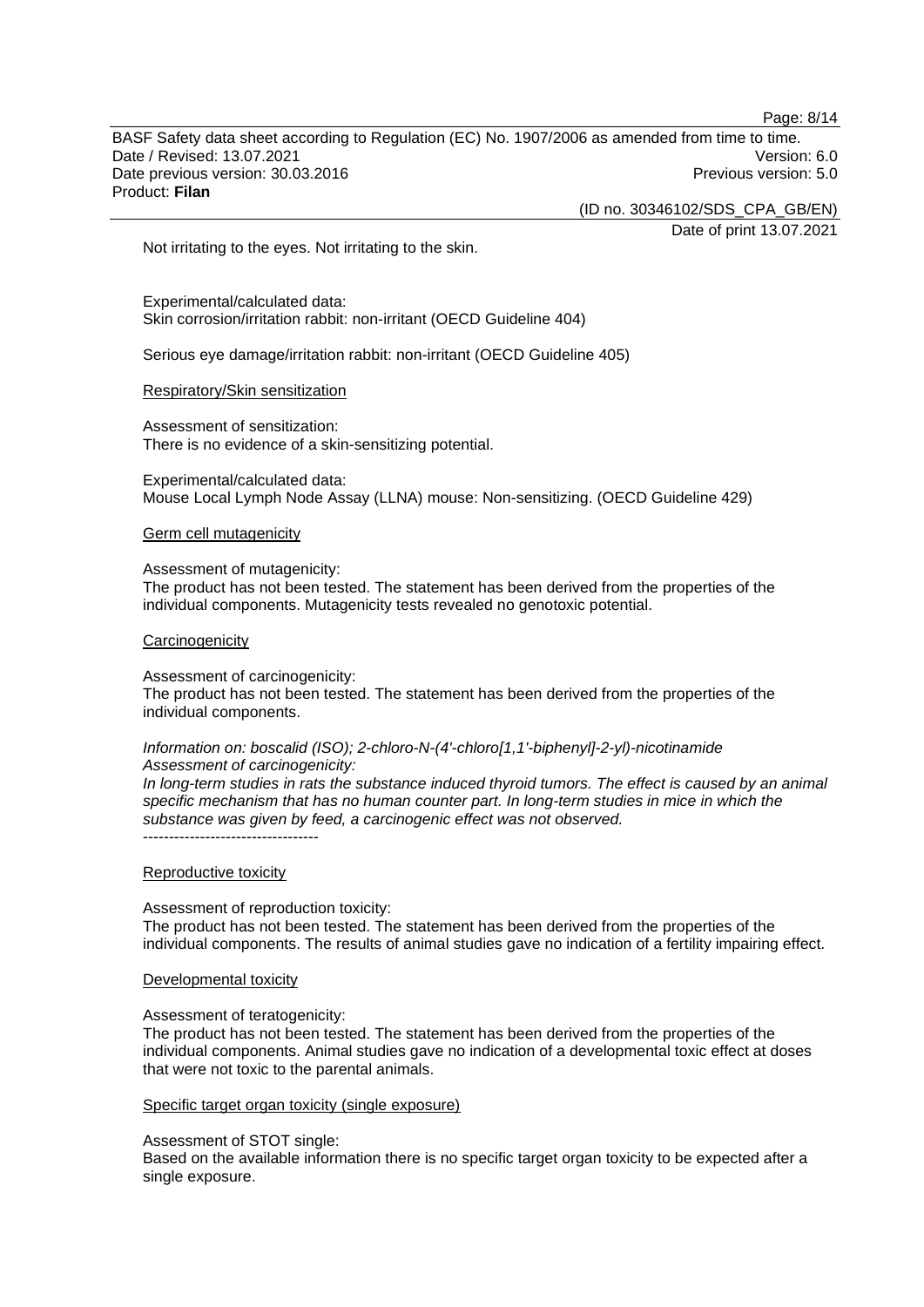Not irritating to the eyes. Not irritating to the skin.

Experimental/calculated data:
Skin corrosion/irritation rabbit: non-irritant (OECD Guideline 404)

Serious eye damage/irritation rabbit: non-irritant (OECD Guideline 405)

Respiratory/Skin sensitization

Assessment of sensitization:
There is no evidence of a skin-sensitizing potential.

Experimental/calculated data:
Mouse Local Lymph Node Assay (LLNA) mouse: Non-sensitizing. (OECD Guideline 429)

Germ cell mutagenicity

Assessment of mutagenicity:
The product has not been tested. The statement has been derived from the properties of the individual components. Mutagenicity tests revealed no genotoxic potential.

Carcinogenicity

Assessment of carcinogenicity:
The product has not been tested. The statement has been derived from the properties of the individual components.

*Information on: boscalid (ISO); 2-chloro-N-(4'-chloro[1,1'-biphenyl]-2-yl)-nicotinamide*
*Assessment of carcinogenicity:*
*In long-term studies in rats the substance induced thyroid tumors. The effect is caused by an animal specific mechanism that has no human counter part. In long-term studies in mice in which the substance was given by feed, a carcinogenic effect was not observed.*
----------------------------------

Reproductive toxicity

Assessment of reproduction toxicity:
The product has not been tested. The statement has been derived from the properties of the individual components. The results of animal studies gave no indication of a fertility impairing effect.

Developmental toxicity

Assessment of teratogenicity:
The product has not been tested. The statement has been derived from the properties of the individual components. Animal studies gave no indication of a developmental toxic effect at doses that were not toxic to the parental animals.

Specific target organ toxicity (single exposure)

Assessment of STOT single:
Based on the available information there is no specific target organ toxicity to be expected after a single exposure.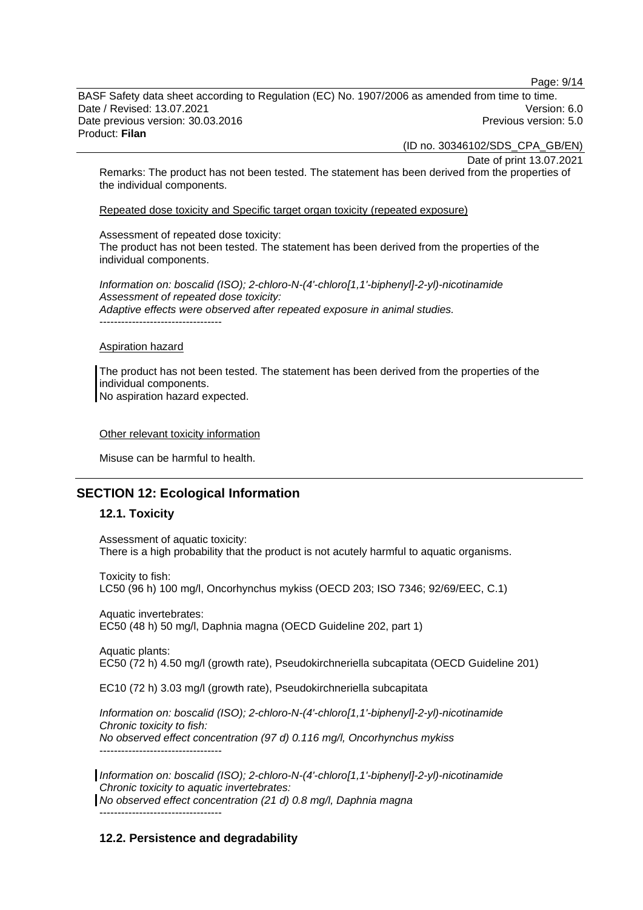Remarks: The product has not been tested. The statement has been derived from the properties of the individual components.

Repeated dose toxicity and Specific target organ toxicity (repeated exposure)

Assessment of repeated dose toxicity:
The product has not been tested. The statement has been derived from the properties of the individual components.

*Information on: boscalid (ISO); 2-chloro-N-(4'-chloro[1,1'-biphenyl]-2-yl)-nicotinamide*
*Assessment of repeated dose toxicity:*
*Adaptive effects were observed after repeated exposure in animal studies.*
----------------------------------

Aspiration hazard

The product has not been tested. The statement has been derived from the properties of the individual components.
No aspiration hazard expected.

Other relevant toxicity information

Misuse can be harmful to health.

## SECTION 12: Ecological Information

### 12.1. Toxicity

Assessment of aquatic toxicity:
There is a high probability that the product is not acutely harmful to aquatic organisms.

Toxicity to fish:
LC50 (96 h) 100 mg/l, Oncorhynchus mykiss (OECD 203; ISO 7346; 92/69/EEC, C.1)

Aquatic invertebrates:
EC50 (48 h) 50 mg/l, Daphnia magna (OECD Guideline 202, part 1)

Aquatic plants:
EC50 (72 h) 4.50 mg/l (growth rate), Pseudokirchneriella subcapitata (OECD Guideline 201)

EC10 (72 h) 3.03 mg/l (growth rate), Pseudokirchneriella subcapitata

*Information on: boscalid (ISO); 2-chloro-N-(4'-chloro[1,1'-biphenyl]-2-yl)-nicotinamide*
*Chronic toxicity to fish:*
*No observed effect concentration (97 d) 0.116 mg/l, Oncorhynchus mykiss*
----------------------------------

*Information on: boscalid (ISO); 2-chloro-N-(4'-chloro[1,1'-biphenyl]-2-yl)-nicotinamide*
*Chronic toxicity to aquatic invertebrates:*
*No observed effect concentration (21 d) 0.8 mg/l, Daphnia magna*
----------------------------------

### 12.2. Persistence and degradability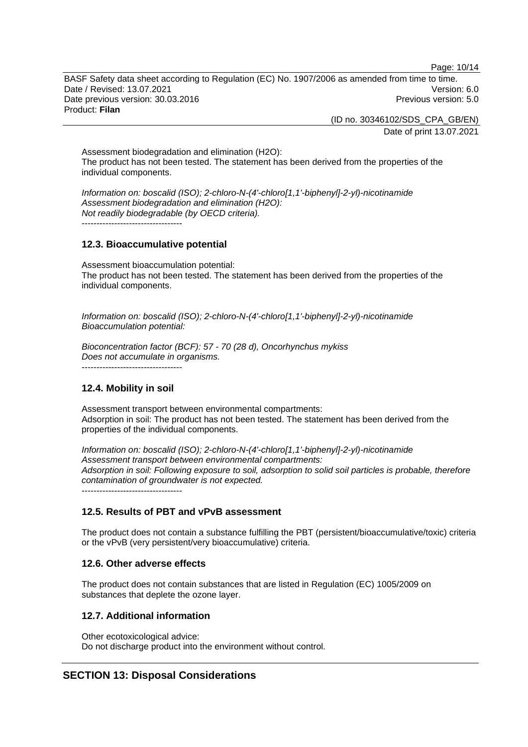Assessment biodegradation and elimination ($H_2O$):
The product has not been tested. The statement has been derived from the properties of the individual components.

*Information on: boscalid (ISO); 2-chloro-N-(4'-chloro[1,1'-biphenyl]-2-yl)-nicotinamide*
*Assessment biodegradation and elimination ($H_2O$):*
*Not readily biodegradable (by OECD criteria).*

----------------------------------

### 12.3. Bioaccumulative potential

Assessment bioaccumulation potential:
The product has not been tested. The statement has been derived from the properties of the individual components.

*Information on: boscalid (ISO); 2-chloro-N-(4'-chloro[1,1'-biphenyl]-2-yl)-nicotinamide*
*Bioaccumulation potential:*

*Bioconcentration factor (BCF): 57 - 70 (28 d), Oncorhynchus mykiss*
*Does not accumulate in organisms.*

----------------------------------

### 12.4. Mobility in soil

Assessment transport between environmental compartments:
Adsorption in soil: The product has not been tested. The statement has been derived from the properties of the individual components.

*Information on: boscalid (ISO); 2-chloro-N-(4'-chloro[1,1'-biphenyl]-2-yl)-nicotinamide*
*Assessment transport between environmental compartments:*
*Adsorption in soil: Following exposure to soil, adsorption to solid soil particles is probable, therefore contamination of groundwater is not expected.*

----------------------------------

### 12.5. Results of PBT and vPvB assessment

The product does not contain a substance fulfilling the PBT (persistent/bioaccumulative/toxic) criteria or the vPvB (very persistent/very bioaccumulative) criteria.

### 12.6. Other adverse effects

The product does not contain substances that are listed in Regulation (EC) 1005/2009 on substances that deplete the ozone layer.

### 12.7. Additional information

Other ecotoxicological advice:
Do not discharge product into the environment without control.

## SECTION 13: Disposal Considerations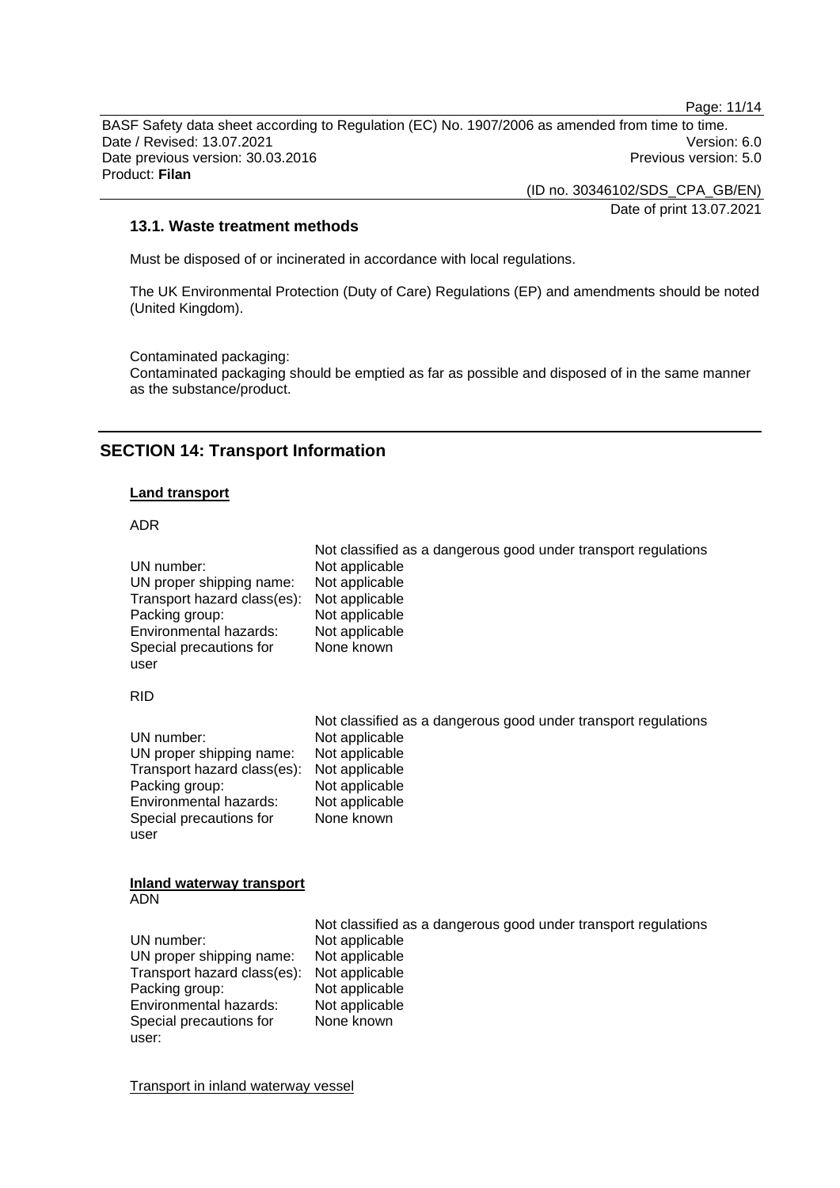### 13.1. Waste treatment methods

Must be disposed of or incinerated in accordance with local regulations.

The UK Environmental Protection (Duty of Care) Regulations (EP) and amendments should be noted (United Kingdom).

Contaminated packaging:
Contaminated packaging should be emptied as far as possible and disposed of in the same manner as the substance/product.

## SECTION 14: Transport Information

**Land transport**

ADR

| | Not classified as a dangerous good under transport regulations |
|---|---|
| UN number: | Not applicable |
| UN proper shipping name: | Not applicable |
| Transport hazard class(es): | Not applicable |
| Packing group: | Not applicable |
| Environmental hazards: | Not applicable |
| Special precautions for user | None known |

RID

| | Not classified as a dangerous good under transport regulations |
|---|---|
| UN number: | Not applicable |
| UN proper shipping name: | Not applicable |
| Transport hazard class(es): | Not applicable |
| Packing group: | Not applicable |
| Environmental hazards: | Not applicable |
| Special precautions for user | None known |

**Inland waterway transport**
ADN

| | Not classified as a dangerous good under transport regulations |
|---|---|
| UN number: | Not applicable |
| UN proper shipping name: | Not applicable |
| Transport hazard class(es): | Not applicable |
| Packing group: | Not applicable |
| Environmental hazards: | Not applicable |
| Special precautions for user: | None known |

Transport in inland waterway vessel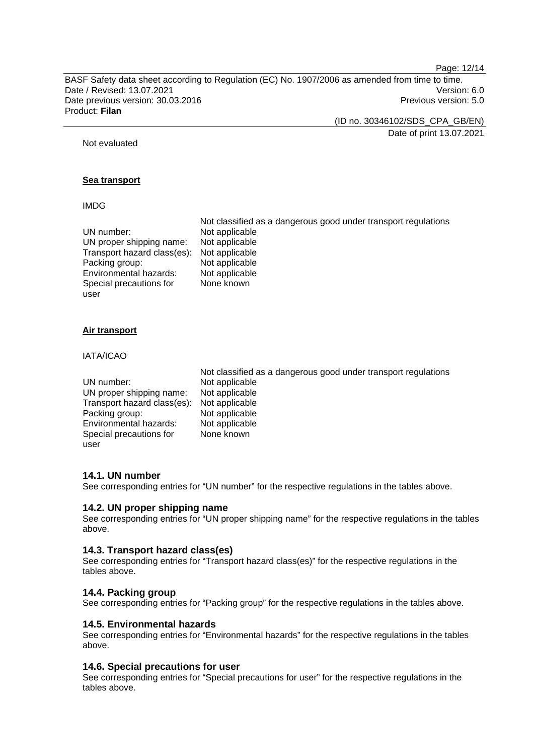Not evaluated

**Sea transport**

IMDG

| | Not classified as a dangerous good under transport regulations |
|---|---|
| UN number: | Not applicable |
| UN proper shipping name: | Not applicable |
| Transport hazard class(es): | Not applicable |
| Packing group: | Not applicable |
| Environmental hazards: | Not applicable |
| Special precautions for user | None known |

**Air transport**

IATA/ICAO

| | Not classified as a dangerous good under transport regulations |
|---|---|
| UN number: | Not applicable |
| UN proper shipping name: | Not applicable |
| Transport hazard class(es): | Not applicable |
| Packing group: | Not applicable |
| Environmental hazards: | Not applicable |
| Special precautions for user | None known |

### 14.1. UN number

See corresponding entries for “UN number” for the respective regulations in the tables above.

### 14.2. UN proper shipping name

See corresponding entries for “UN proper shipping name” for the respective regulations in the tables above.

### 14.3. Transport hazard class(es)

See corresponding entries for “Transport hazard class(es)” for the respective regulations in the tables above.

### 14.4. Packing group

See corresponding entries for “Packing group” for the respective regulations in the tables above.

### 14.5. Environmental hazards

See corresponding entries for “Environmental hazards” for the respective regulations in the tables above.

### 14.6. Special precautions for user

See corresponding entries for “Special precautions for user” for the respective regulations in the tables above.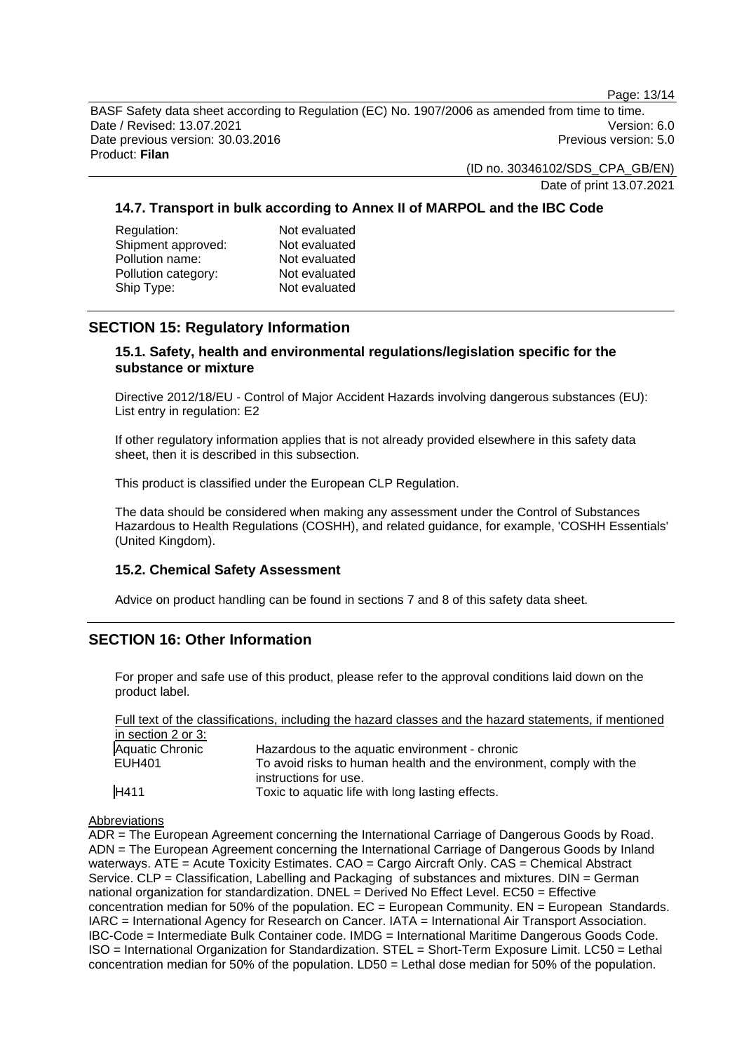### 14.7. Transport in bulk according to Annex II of MARPOL and the IBC Code

| | |
|---|---|
| Regulation: | Not evaluated |
| Shipment approved: | Not evaluated |
| Pollution name: | Not evaluated |
| Pollution category: | Not evaluated |
| Ship Type: | Not evaluated |

## SECTION 15: Regulatory Information

### 15.1. Safety, health and environmental regulations/legislation specific for the substance or mixture

Directive 2012/18/EU - Control of Major Accident Hazards involving dangerous substances (EU): List entry in regulation: E2

If other regulatory information applies that is not already provided elsewhere in this safety data sheet, then it is described in this subsection.

This product is classified under the European CLP Regulation.

The data should be considered when making any assessment under the Control of Substances Hazardous to Health Regulations (COSHH), and related guidance, for example, 'COSHH Essentials' (United Kingdom).

### 15.2. Chemical Safety Assessment

Advice on product handling can be found in sections 7 and 8 of this safety data sheet.

## SECTION 16: Other Information

For proper and safe use of this product, please refer to the approval conditions laid down on the product label.

Full text of the classifications, including the hazard classes and the hazard statements, if mentioned in section 2 or 3:

| | |
|---|---|
| Aquatic Chronic | Hazardous to the aquatic environment - chronic |
| EUH401 | To avoid risks to human health and the environment, comply with the instructions for use. |
| H411 | Toxic to aquatic life with long lasting effects. |

Abbreviations

ADR = The European Agreement concerning the International Carriage of Dangerous Goods by Road. ADN = The European Agreement concerning the International Carriage of Dangerous Goods by Inland waterways. ATE = Acute Toxicity Estimates. CAO = Cargo Aircraft Only. CAS = Chemical Abstract Service. CLP = Classification, Labelling and Packaging of substances and mixtures. DIN = German national organization for standardization. DNEL = Derived No Effect Level. EC50 = Effective concentration median for 50% of the population. EC = European Community. EN = European Standards. IARC = International Agency for Research on Cancer. IATA = International Air Transport Association. IBC-Code = Intermediate Bulk Container code. IMDG = International Maritime Dangerous Goods Code. ISO = International Organization for Standardization. STEL = Short-Term Exposure Limit. LC50 = Lethal concentration median for 50% of the population. LD50 = Lethal dose median for 50% of the population.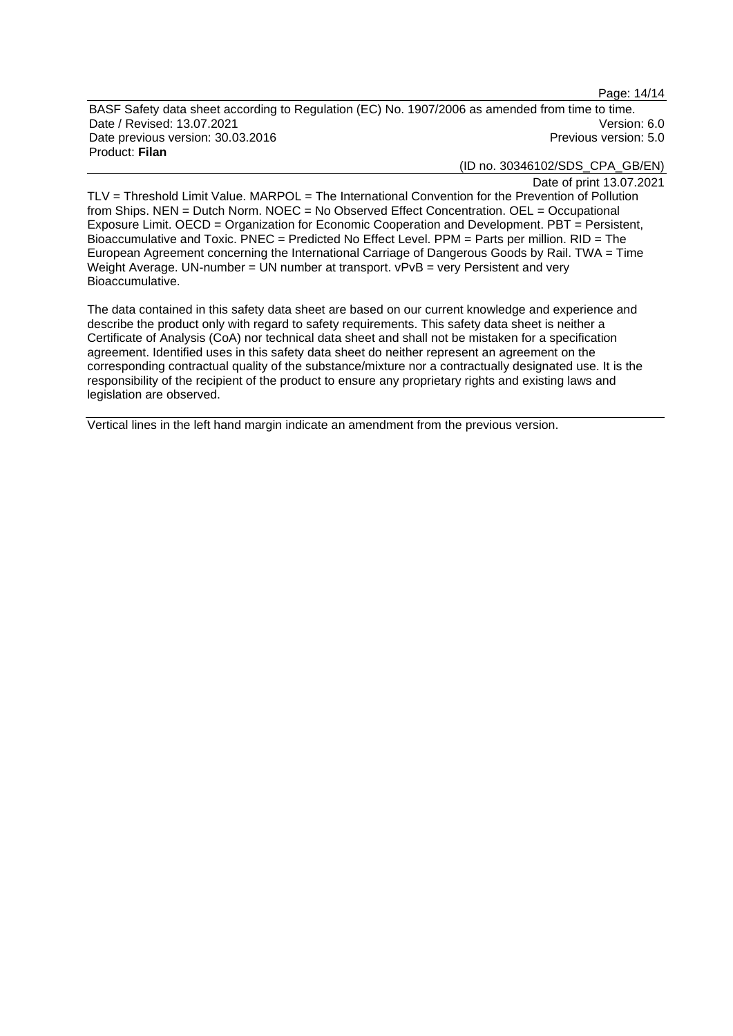TLV = Threshold Limit Value. MARPOL = The International Convention for the Prevention of Pollution from Ships. NEN = Dutch Norm. NOEC = No Observed Effect Concentration. OEL = Occupational Exposure Limit. OECD = Organization for Economic Cooperation and Development. PBT = Persistent, Bioaccumulative and Toxic. PNEC = Predicted No Effect Level. PPM = Parts per million. RID = The European Agreement concerning the International Carriage of Dangerous Goods by Rail. TWA = Time Weight Average. UN-number = UN number at transport. vPvB = very Persistent and very Bioaccumulative.

The data contained in this safety data sheet are based on our current knowledge and experience and describe the product only with regard to safety requirements. This safety data sheet is neither a Certificate of Analysis (CoA) nor technical data sheet and shall not be mistaken for a specification agreement. Identified uses in this safety data sheet do neither represent an agreement on the corresponding contractual quality of the substance/mixture nor a contractually designated use. It is the responsibility of the recipient of the product to ensure any proprietary rights and existing laws and legislation are observed.

---

Vertical lines in the left hand margin indicate an amendment from the previous version.